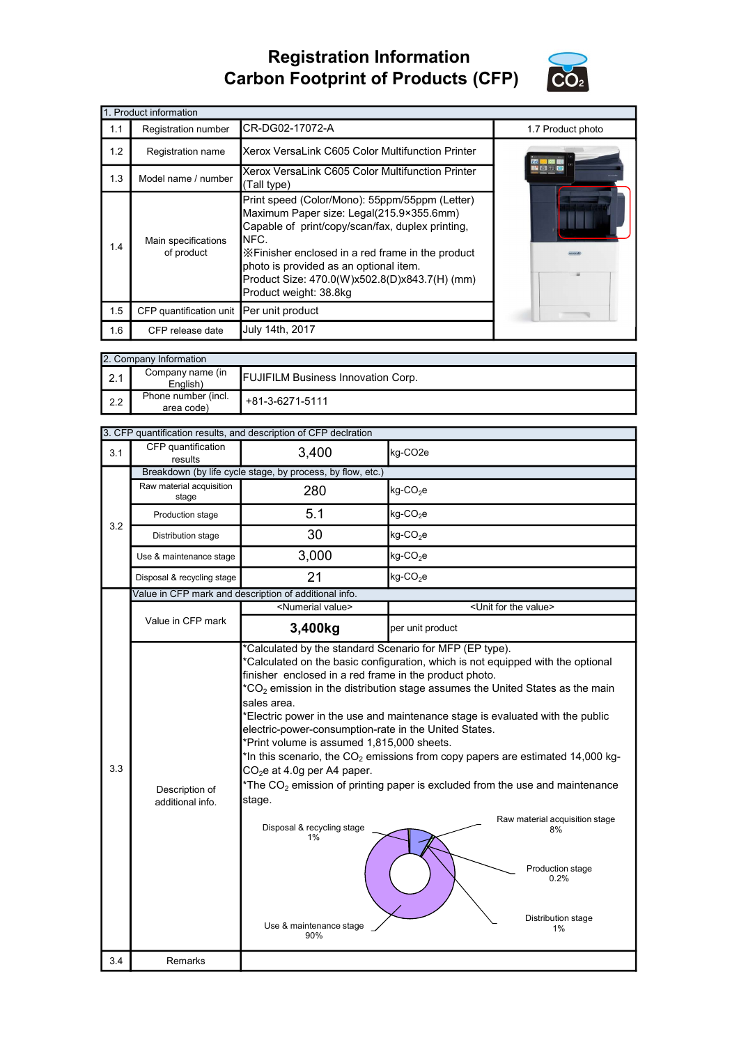# Registration Information
# Carbon Footprint of Products (CFP)

| 1. Product information | | | |
|---|---|---|---|
| 1.1 | Registration number | CR-DG02-17072-A | 1.7 Product photo |
| 1.2 | Registration name | Xerox VersaLink C605 Color Multifunction Printer | |
| 1.3 | Model name / number | Xerox VersaLink C605 Color Multifunction Printer (Tall type) | |
| 1.4 | Main specifications of product | Print speed (Color/Mono): 55ppm/55ppm (Letter)<br>Maximum Paper size: Legal(215.9×355.6mm)<br>Capable of print/copy/scan/fax, duplex printing, NFC.<br>※Finisher enclosed in a red frame in the product photo is provided as an optional item.<br>Product Size: 470.0(W)x502.8(D)x843.7(H) (mm)<br>Product weight: 38.8kg | |
| 1.5 | CFP quantification unit | Per unit product | |
| 1.6 | CFP release date | July 14th, 2017 | |

| 2. Company Information | | |
|---|---|---|
| 2.1 | Company name (in English) | FUJIFILM Business Innovation Corp. |
| 2.2 | Phone number (incl. area code) | +81-3-6271-5111 |

| 3. CFP quantification results, and description of CFP declration | | | |
|---|---|---|---|
| 3.1 | CFP quantification results | 3,400 | kg-CO2e |
| 3.2 | Breakdown (by life cycle stage, by process, by flow, etc.) | | |
| | Raw material acquisition stage | 280 | kg-$CO_2$e |
| | Production stage | 5.1 | kg-$CO_2$e |
| | Distribution stage | 30 | kg-$CO_2$e |
| | Use & maintenance stage | 3,000 | kg-$CO_2$e |
| | Disposal & recycling stage | 21 | kg-$CO_2$e |
| 3.3 | Value in CFP mark and description of additional info. | | |
| | Value in CFP mark | <Numerial value> | <Unit for the value> |
| | | **3,400kg** | per unit product |
| | Description of additional info. | *Calculated by the standard Scenario for MFP (EP type).<br>*Calculated on the basic configuration, which is not equipped with the optional finisher enclosed in a red frame in the product photo.<br>*$CO_2$ emission in the distribution stage assumes the United States as the main sales area.<br>*Electric power in the use and maintenance stage is evaluated with the public electric-power-consumption-rate in the United States.<br>*Print volume is assumed 1,815,000 sheets.<br>*In this scenario, the $CO_2$ emissions from copy papers are estimated 14,000 kg-$CO_2$e at 4.0g per A4 paper.<br>*The $CO_2$ emission of printing paper is excluded from the use and maintenance stage.<br><br>Raw material acquisition stage 8%<br>Production stage 0.2%<br>Distribution stage 1%<br>Use & maintenance stage 90%<br>Disposal & recycling stage 1% | |
| 3.4 | Remarks | | |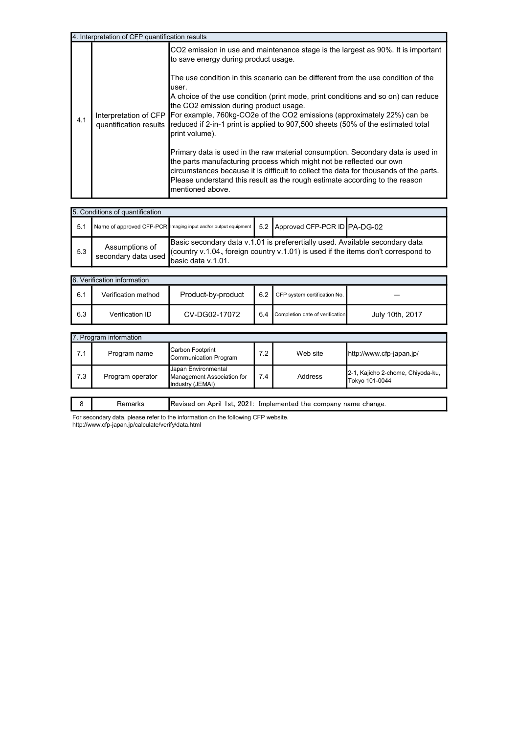| 4. Interpretation of CFP quantification results | | |
|---|---|---|
| 4.1 | Interpretation of CFP quantification results | $CO_2$ emission in use and maintenance stage is the largest as 90%. It is important to save energy during product usage.<br><br>The use condition in this scenario can be different from the use condition of the user.<br>A choice of the use condition (print mode, print conditions and so on) can reduce the $CO_2$ emission during product usage.<br>For example, 760kg-CO2e of the $CO_2$ emissions (approximately 22%) can be reduced if 2-in-1 print is applied to 907,500 sheets (50% of the estimated total print volume).<br><br>Primary data is used in the raw material consumption. Secondary data is used in the parts manufacturing process which might not be reflected our own circumstances because it is difficult to collect the data for thousands of the parts. Please understand this result as the rough estimate according to the reason mentioned above. |

| 5. Conditions of quantification | | | | | |
|---|---|---|---|---|---|
| 5.1 | Name of approved CFP-PCR | Imaging input and/or output equipment | 5.2 | Approved CFP-PCR ID | PA-DG-02 |
| 5.3 | Assumptions of secondary data used | Basic secondary data v.1.01 is preferertially used. Available secondary data (country v.1.04、foreign country v.1.01) is used if the items don't correspond to basic data v.1.01. | | | |

| 6. Verification information | | | | | |
|---|---|---|---|---|---|
| 6.1 | Verification method | Product-by-product | 6.2 | CFP system certification No. | — |
| 6.3 | Verification ID | CV-DG02-17072 | 6.4 | Completion date of verification | July 10th, 2017 |

| 7. Program information | | | | | |
|---|---|---|---|---|---|
| 7.1 | Program name | Carbon Footprint Communication Program | 7.2 | Web site | http://www.cfp-japan.jp/ |
| 7.3 | Program operator | Japan Environmental Management Association for Industry (JEMAI) | 7.4 | Address | 2-1, Kajicho 2-chome, Chiyoda-ku, Tokyo 101-0044 |

| | | |
|---|---|---|
| 8 | Remarks | Revised on April 1st, 2021: Implemented the company name change. |

For secondary data, please refer to the information on the following CFP website.
http://www.cfp-japan.jp/calculate/verify/data.html